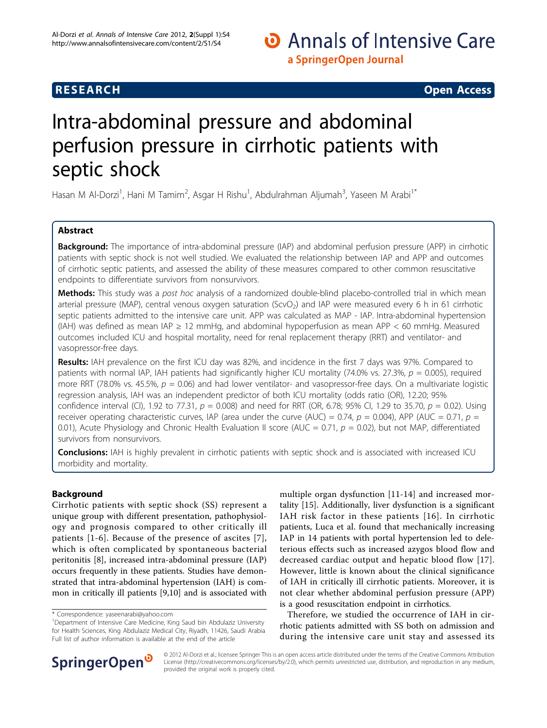**RESEARCH** **Open Access**

# Intra-abdominal pressure and abdominal perfusion pressure in cirrhotic patients with septic shock

Hasan M Al-Dorzi[1], Hani M Tamim[2], Asgar H Rishu[1], Abdulrahman Aljumah[3], Yaseen M Arabi[1*]

## Abstract

**Background:** The importance of intra-abdominal pressure (IAP) and abdominal perfusion pressure (APP) in cirrhotic patients with septic shock is not well studied. We evaluated the relationship between IAP and APP and outcomes of cirrhotic septic patients, and assessed the ability of these measures compared to other common resuscitative endpoints to differentiate survivors from nonsurvivors.

**Methods:** This study was a *post hoc* analysis of a randomized double-blind placebo-controlled trial in which mean arterial pressure (MAP), central venous oxygen saturation ($ScvO_2$) and IAP were measured every 6 h in 61 cirrhotic septic patients admitted to the intensive care unit. APP was calculated as MAP - IAP. Intra-abdominal hypertension (IAH) was defined as mean IAP ≥ 12 mmHg, and abdominal hypoperfusion as mean APP < 60 mmHg. Measured outcomes included ICU and hospital mortality, need for renal replacement therapy (RRT) and ventilator- and vasopressor-free days.

**Results:** IAH prevalence on the first ICU day was 82%, and incidence in the first 7 days was 97%. Compared to patients with normal IAP, IAH patients had significantly higher ICU mortality (74.0% vs. 27.3%, $p$ = 0.005), required more RRT (78.0% vs. 45.5%, $p$ = 0.06) and had lower ventilator- and vasopressor-free days. On a multivariate logistic regression analysis, IAH was an independent predictor of both ICU mortality (odds ratio (OR), 12.20; 95% confidence interval (CI), 1.92 to 77.31, $p$ = 0.008) and need for RRT (OR, 6.78; 95% CI, 1.29 to 35.70, $p$ = 0.02). Using receiver operating characteristic curves, IAP (area under the curve (AUC) = 0.74, $p$ = 0.004), APP (AUC = 0.71, $p$ = 0.01), Acute Physiology and Chronic Health Evaluation II score (AUC = 0.71, $p$ = 0.02), but not MAP, differentiated survivors from nonsurvivors.

**Conclusions:** IAH is highly prevalent in cirrhotic patients with septic shock and is associated with increased ICU morbidity and mortality.

## Background

Cirrhotic patients with septic shock (SS) represent a unique group with different presentation, pathophysiology and prognosis compared to other critically ill patients [1-6]. Because of the presence of ascites [7], which is often complicated by spontaneous bacterial peritonitis [8], increased intra-abdominal pressure (IAP) occurs frequently in these patients. Studies have demonstrated that intra-abdominal hypertension (IAH) is common in critically ill patients [9,10] and is associated with multiple organ dysfunction [11-14] and increased mortality [15]. Additionally, liver dysfunction is a significant IAH risk factor in these patients [16]. In cirrhotic patients, Luca et al. found that mechanically increasing IAP in 14 patients with portal hypertension led to deleterious effects such as increased azygos blood flow and decreased cardiac output and hepatic blood flow [17]. However, little is known about the clinical significance of IAH in critically ill cirrhotic patients. Moreover, it is not clear whether abdominal perfusion pressure (APP) is a good resuscitation endpoint in cirrhotics.

Therefore, we studied the occurrence of IAH in cirrhotic patients admitted with SS both on admission and during the intensive care unit stay and assessed its

\* Correspondence: yaseenarabi@yahoo.com

[1]Department of Intensive Care Medicine, King Saud bin Abdulaziz University for Health Sciences, King Abdulaziz Medical City, Riyadh, 11426, Saudi Arabia

Full list of author information is available at the end of the article

© 2012 Al-Dorzi et al.; licensee Springer This is an open access article distributed under the terms of the Creative Commons Attribution License (http://creativecommons.org/licenses/by/2.0), which permits unrestricted use, distribution, and reproduction in any medium, provided the original work is properly cited.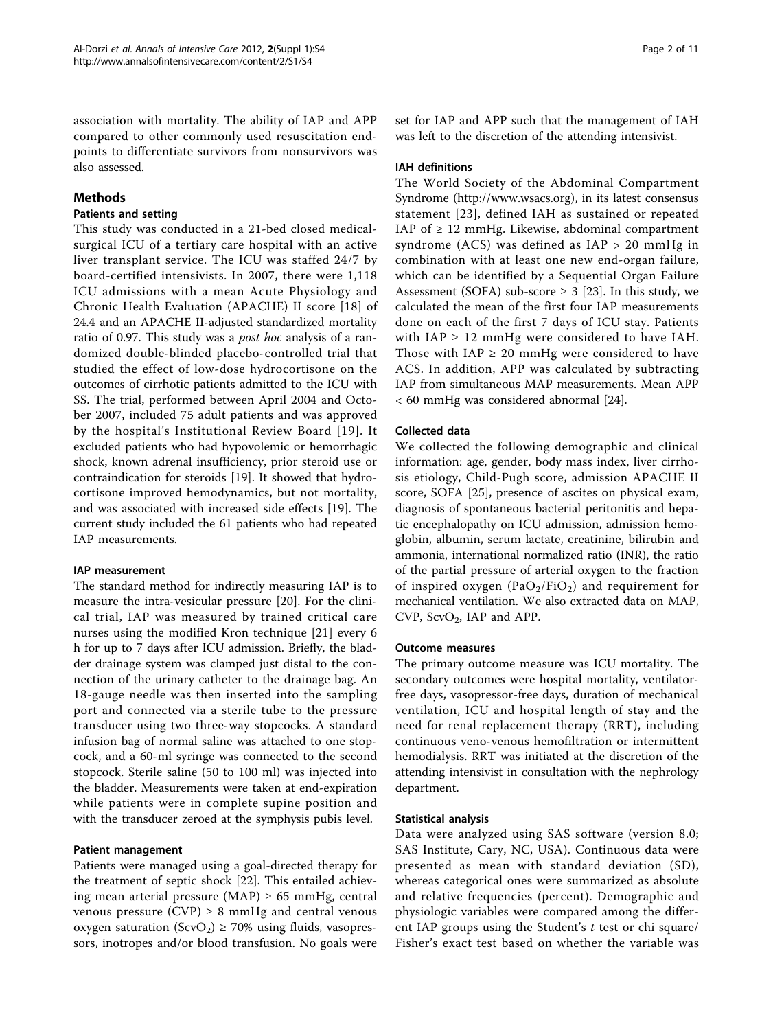association with mortality. The ability of IAP and APP compared to other commonly used resuscitation endpoints to differentiate survivors from nonsurvivors was also assessed.

## Methods

### Patients and setting

This study was conducted in a 21-bed closed medical-surgical ICU of a tertiary care hospital with an active liver transplant service. The ICU was staffed 24/7 by board-certified intensivists. In 2007, there were 1,118 ICU admissions with a mean Acute Physiology and Chronic Health Evaluation (APACHE) II score [18] of 24.4 and an APACHE II-adjusted standardized mortality ratio of 0.97. This study was a *post hoc* analysis of a randomized double-blinded placebo-controlled trial that studied the effect of low-dose hydrocortisone on the outcomes of cirrhotic patients admitted to the ICU with SS. The trial, performed between April 2004 and October 2007, included 75 adult patients and was approved by the hospital's Institutional Review Board [19]. It excluded patients who had hypovolemic or hemorrhagic shock, known adrenal insufficiency, prior steroid use or contraindication for steroids [19]. It showed that hydrocortisone improved hemodynamics, but not mortality, and was associated with increased side effects [19]. The current study included the 61 patients who had repeated IAP measurements.

#### IAP measurement

The standard method for indirectly measuring IAP is to measure the intra-vesicular pressure [20]. For the clinical trial, IAP was measured by trained critical care nurses using the modified Kron technique [21] every 6 h for up to 7 days after ICU admission. Briefly, the bladder drainage system was clamped just distal to the connection of the urinary catheter to the drainage bag. An 18-gauge needle was then inserted into the sampling port and connected via a sterile tube to the pressure transducer using two three-way stopcocks. A standard infusion bag of normal saline was attached to one stopcock, and a 60-ml syringe was connected to the second stopcock. Sterile saline (50 to 100 ml) was injected into the bladder. Measurements were taken at end-expiration while patients were in complete supine position and with the transducer zeroed at the symphysis pubis level.

#### Patient management

Patients were managed using a goal-directed therapy for the treatment of septic shock [22]. This entailed achieving mean arterial pressure (MAP) ≥ 65 mmHg, central venous pressure (CVP) ≥ 8 mmHg and central venous oxygen saturation ($ScvO_2$) ≥ 70% using fluids, vasopressors, inotropes and/or blood transfusion. No goals were set for IAP and APP such that the management of IAH was left to the discretion of the attending intensivist.

#### IAH definitions

The World Society of the Abdominal Compartment Syndrome (http://www.wsacs.org), in its latest consensus statement [23], defined IAH as sustained or repeated IAP of ≥ 12 mmHg. Likewise, abdominal compartment syndrome (ACS) was defined as IAP > 20 mmHg in combination with at least one new end-organ failure, which can be identified by a Sequential Organ Failure Assessment (SOFA) sub-score ≥ 3 [23]. In this study, we calculated the mean of the first four IAP measurements done on each of the first 7 days of ICU stay. Patients with IAP ≥ 12 mmHg were considered to have IAH. Those with IAP ≥ 20 mmHg were considered to have ACS. In addition, APP was calculated by subtracting IAP from simultaneous MAP measurements. Mean APP < 60 mmHg was considered abnormal [24].

#### Collected data

We collected the following demographic and clinical information: age, gender, body mass index, liver cirrhosis etiology, Child-Pugh score, admission APACHE II score, SOFA [25], presence of ascites on physical exam, diagnosis of spontaneous bacterial peritonitis and hepatic encephalopathy on ICU admission, admission hemoglobin, albumin, serum lactate, creatinine, bilirubin and ammonia, international normalized ratio (INR), the ratio of the partial pressure of arterial oxygen to the fraction of inspired oxygen ($PaO_2/FiO_2$) and requirement for mechanical ventilation. We also extracted data on MAP, CVP, $ScvO_2$, IAP and APP.

#### Outcome measures

The primary outcome measure was ICU mortality. The secondary outcomes were hospital mortality, ventilator-free days, vasopressor-free days, duration of mechanical ventilation, ICU and hospital length of stay and the need for renal replacement therapy (RRT), including continuous veno-venous hemofiltration or intermittent hemodialysis. RRT was initiated at the discretion of the attending intensivist in consultation with the nephrology department.

#### Statistical analysis

Data were analyzed using SAS software (version 8.0; SAS Institute, Cary, NC, USA). Continuous data were presented as mean with standard deviation (SD), whereas categorical ones were summarized as absolute and relative frequencies (percent). Demographic and physiologic variables were compared among the different IAP groups using the Student's *t* test or chi square/Fisher's exact test based on whether the variable was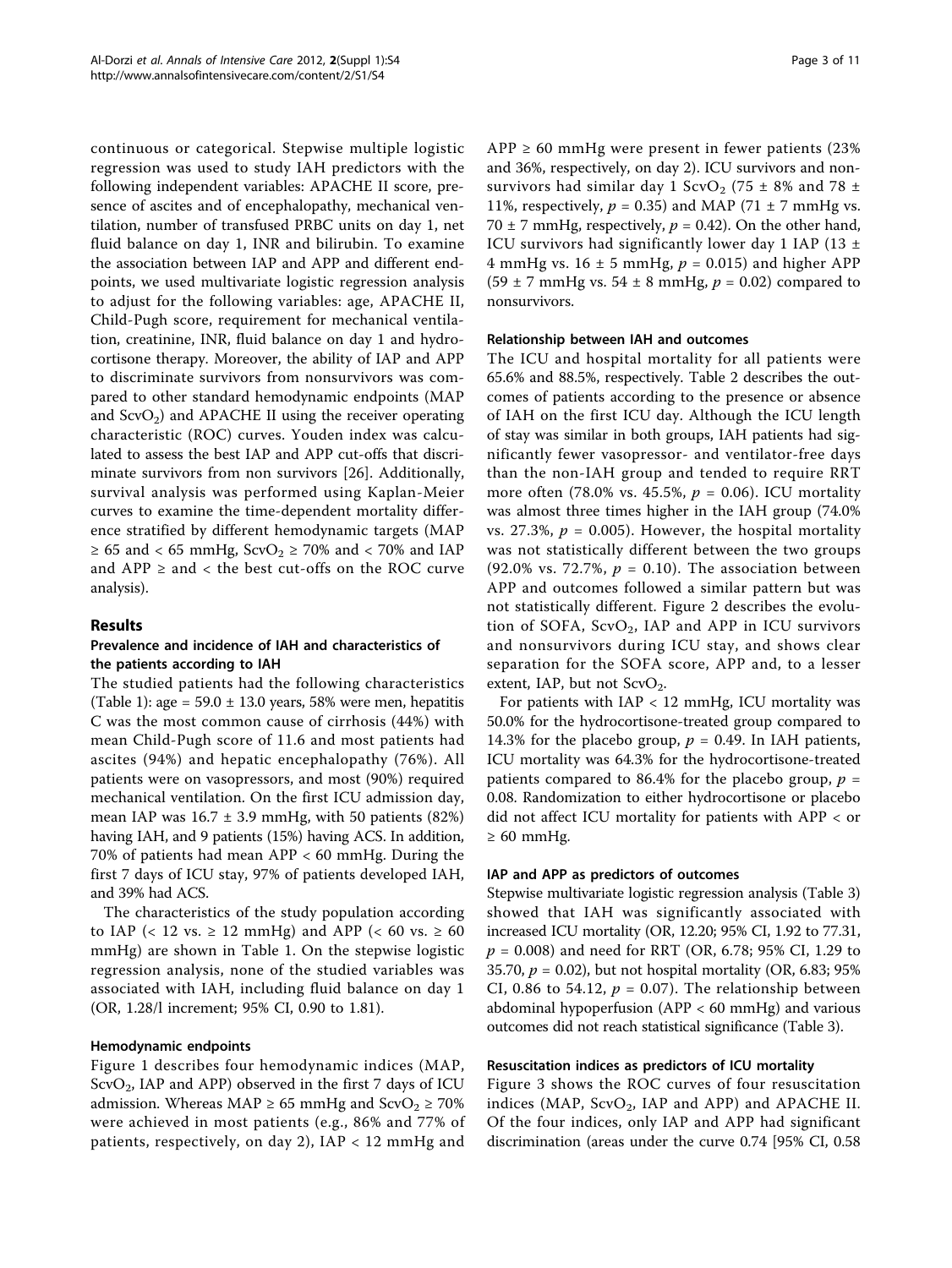continuous or categorical. Stepwise multiple logistic regression was used to study IAH predictors with the following independent variables: APACHE II score, presence of ascites and of encephalopathy, mechanical ventilation, number of transfused PRBC units on day 1, net fluid balance on day 1, INR and bilirubin. To examine the association between IAP and APP and different endpoints, we used multivariate logistic regression analysis to adjust for the following variables: age, APACHE II, Child-Pugh score, requirement for mechanical ventilation, creatinine, INR, fluid balance on day 1 and hydrocortisone therapy. Moreover, the ability of IAP and APP to discriminate survivors from nonsurvivors was compared to other standard hemodynamic endpoints (MAP and $ScvO_2$) and APACHE II using the receiver operating characteristic (ROC) curves. Youden index was calculated to assess the best IAP and APP cut-offs that discriminate survivors from non survivors [26]. Additionally, survival analysis was performed using Kaplan-Meier curves to examine the time-dependent mortality difference stratified by different hemodynamic targets (MAP $\geq$ 65 and < 65 mmHg, $ScvO_2 \geq$ 70% and < 70% and IAP and APP $\geq$ and < the best cut-offs on the ROC curve analysis).

## Results

### Prevalence and incidence of IAH and characteristics of the patients according to IAH

The studied patients had the following characteristics (Table 1): age = 59.0 ± 13.0 years, 58% were men, hepatitis C was the most common cause of cirrhosis (44%) with mean Child-Pugh score of 11.6 and most patients had ascites (94%) and hepatic encephalopathy (76%). All patients were on vasopressors, and most (90%) required mechanical ventilation. On the first ICU admission day, mean IAP was 16.7 ± 3.9 mmHg, with 50 patients (82%) having IAH, and 9 patients (15%) having ACS. In addition, 70% of patients had mean APP < 60 mmHg. During the first 7 days of ICU stay, 97% of patients developed IAH, and 39% had ACS.

The characteristics of the study population according to IAP (< 12 vs. $\geq$ 12 mmHg) and APP (< 60 vs. $\geq$ 60 mmHg) are shown in Table 1. On the stepwise logistic regression analysis, none of the studied variables was associated with IAH, including fluid balance on day 1 (OR, 1.28/l increment; 95% CI, 0.90 to 1.81).

### Hemodynamic endpoints

Figure 1 describes four hemodynamic indices (MAP, $ScvO_2$, IAP and APP) observed in the first 7 days of ICU admission. Whereas MAP $\geq$ 65 mmHg and $ScvO_2 \geq$ 70% were achieved in most patients (e.g., 86% and 77% of patients, respectively, on day 2), IAP < 12 mmHg and APP $\geq$ 60 mmHg were present in fewer patients (23% and 36%, respectively, on day 2). ICU survivors and nonsurvivors had similar day 1 $ScvO_2$ (75 ± 8% and 78 ± 11%, respectively, $p$ = 0.35) and MAP (71 ± 7 mmHg vs. 70 ± 7 mmHg, respectively, $p$ = 0.42). On the other hand, ICU survivors had significantly lower day 1 IAP (13 ± 4 mmHg vs. 16 ± 5 mmHg, $p$ = 0.015) and higher APP (59 ± 7 mmHg vs. 54 ± 8 mmHg, $p$ = 0.02) compared to nonsurvivors.

### Relationship between IAH and outcomes

The ICU and hospital mortality for all patients were 65.6% and 88.5%, respectively. Table 2 describes the outcomes of patients according to the presence or absence of IAH on the first ICU day. Although the ICU length of stay was similar in both groups, IAH patients had significantly fewer vasopressor- and ventilator-free days than the non-IAH group and tended to require RRT more often (78.0% vs. 45.5%, $p$ = 0.06). ICU mortality was almost three times higher in the IAH group (74.0% vs. 27.3%, $p$ = 0.005). However, the hospital mortality was not statistically different between the two groups (92.0% vs. 72.7%, $p$ = 0.10). The association between APP and outcomes followed a similar pattern but was not statistically different. Figure 2 describes the evolution of SOFA, $ScvO_2$, IAP and APP in ICU survivors and nonsurvivors during ICU stay, and shows clear separation for the SOFA score, APP and, to a lesser extent, IAP, but not $ScvO_2$.

For patients with IAP < 12 mmHg, ICU mortality was 50.0% for the hydrocortisone-treated group compared to 14.3% for the placebo group, $p$ = 0.49. In IAH patients, ICU mortality was 64.3% for the hydrocortisone-treated patients compared to 86.4% for the placebo group, $p$ = 0.08. Randomization to either hydrocortisone or placebo did not affect ICU mortality for patients with APP < or $\geq$ 60 mmHg.

### IAP and APP as predictors of outcomes

Stepwise multivariate logistic regression analysis (Table 3) showed that IAH was significantly associated with increased ICU mortality (OR, 12.20; 95% CI, 1.92 to 77.31, $p$ = 0.008) and need for RRT (OR, 6.78; 95% CI, 1.29 to 35.70, $p$ = 0.02), but not hospital mortality (OR, 6.83; 95% CI, 0.86 to 54.12, $p$ = 0.07). The relationship between abdominal hypoperfusion (APP < 60 mmHg) and various outcomes did not reach statistical significance (Table 3).

### Resuscitation indices as predictors of ICU mortality

Figure 3 shows the ROC curves of four resuscitation indices (MAP, $ScvO_2$, IAP and APP) and APACHE II. Of the four indices, only IAP and APP had significant discrimination (areas under the curve 0.74 [95% CI, 0.58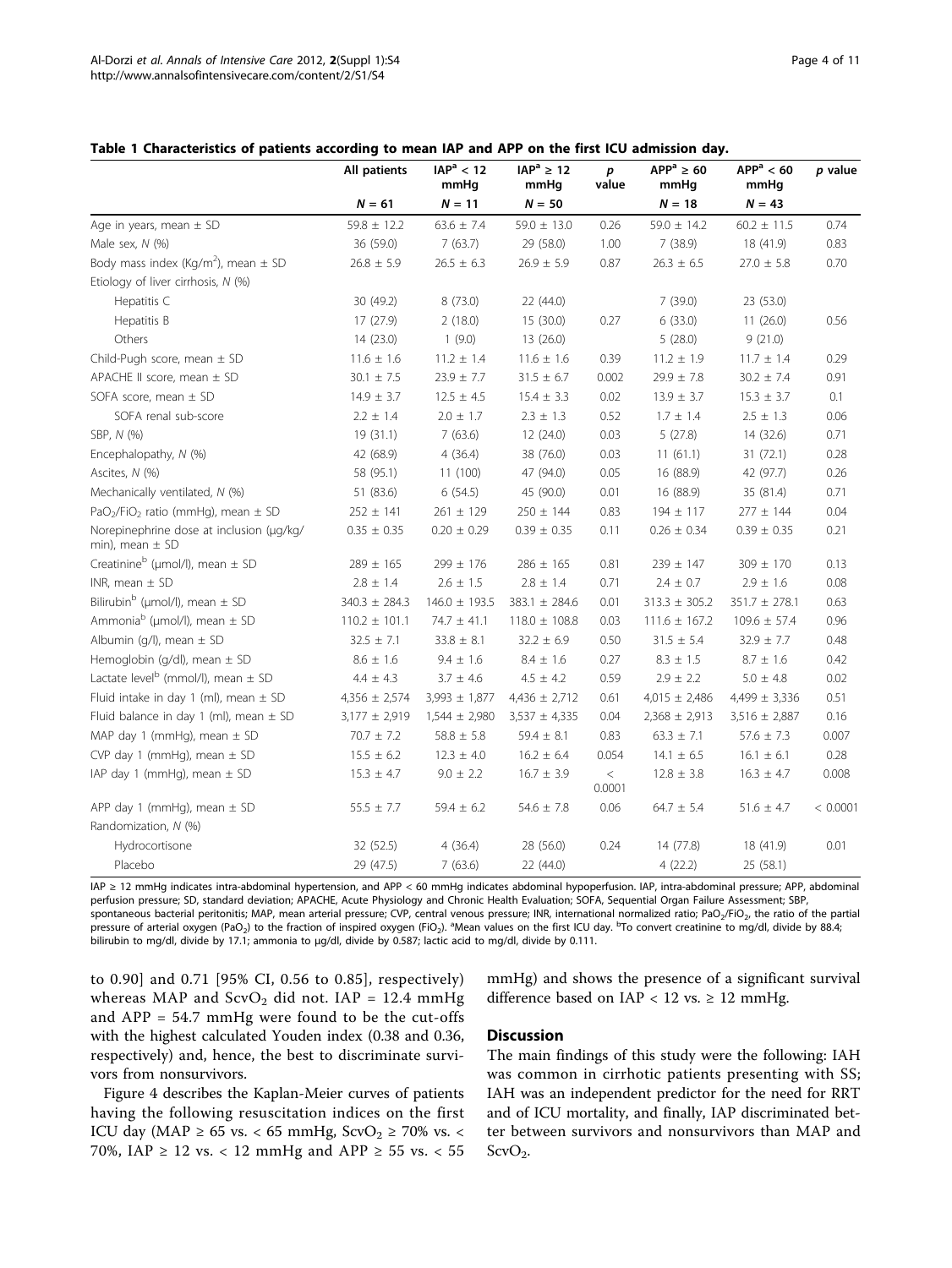**Table 1 Characteristics of patients according to mean IAP and APP on the first ICU admission day.**

| | All patients | $IAP^a < 12$ mmHg | $IAP^a \geq 12$ mmHg | *p* value | $APP^a \geq 60$ mmHg | $APP^a < 60$ mmHg | *p* value |
|---|---|---|---|---|---|---|---|
| | *N* = 61 | *N* = 11 | *N* = 50 | | *N* = 18 | *N* = 43 | |
| Age in years, mean ± SD | 59.8 ± 12.2 | 63.6 ± 7.4 | 59.0 ± 13.0 | 0.26 | 59.0 ± 14.2 | 60.2 ± 11.5 | 0.74 |
| Male sex, *N* (%) | 36 (59.0) | 7 (63.7) | 29 (58.0) | 1.00 | 7 (38.9) | 18 (41.9) | 0.83 |
| Body mass index ($Kg/m^2$), mean ± SD | 26.8 ± 5.9 | 26.5 ± 6.3 | 26.9 ± 5.9 | 0.87 | 26.3 ± 6.5 | 27.0 ± 5.8 | 0.70 |
| Etiology of liver cirrhosis, *N* (%) | | | | | | | |
| Hepatitis C | 30 (49.2) | 8 (73.0) | 22 (44.0) | | 7 (39.0) | 23 (53.0) | |
| Hepatitis B | 17 (27.9) | 2 (18.0) | 15 (30.0) | 0.27 | 6 (33.0) | 11 (26.0) | 0.56 |
| Others | 14 (23.0) | 1 (9.0) | 13 (26.0) | | 5 (28.0) | 9 (21.0) | |
| Child-Pugh score, mean ± SD | 11.6 ± 1.6 | 11.2 ± 1.4 | 11.6 ± 1.6 | 0.39 | 11.2 ± 1.9 | 11.7 ± 1.4 | 0.29 |
| APACHE II score, mean ± SD | 30.1 ± 7.5 | 23.9 ± 7.7 | 31.5 ± 6.7 | 0.002 | 29.9 ± 7.8 | 30.2 ± 7.4 | 0.91 |
| SOFA score, mean ± SD | 14.9 ± 3.7 | 12.5 ± 4.5 | 15.4 ± 3.3 | 0.02 | 13.9 ± 3.7 | 15.3 ± 3.7 | 0.1 |
| SOFA renal sub-score | 2.2 ± 1.4 | 2.0 ± 1.7 | 2.3 ± 1.3 | 0.52 | 1.7 ± 1.4 | 2.5 ± 1.3 | 0.06 |
| SBP, *N* (%) | 19 (31.1) | 7 (63.6) | 12 (24.0) | 0.03 | 5 (27.8) | 14 (32.6) | 0.71 |
| Encephalopathy, *N* (%) | 42 (68.9) | 4 (36.4) | 38 (76.0) | 0.03 | 11 (61.1) | 31 (72.1) | 0.28 |
| Ascites, *N* (%) | 58 (95.1) | 11 (100) | 47 (94.0) | 0.05 | 16 (88.9) | 42 (97.7) | 0.26 |
| Mechanically ventilated, *N* (%) | 51 (83.6) | 6 (54.5) | 45 (90.0) | 0.01 | 16 (88.9) | 35 (81.4) | 0.71 |
| $PaO_2/FiO_2$ ratio (mmHg), mean ± SD | 252 ± 141 | 261 ± 129 | 250 ± 144 | 0.83 | 194 ± 117 | 277 ± 144 | 0.04 |
| Norepinephrine dose at inclusion (μg/kg/min), mean ± SD | 0.35 ± 0.35 | 0.20 ± 0.29 | 0.39 ± 0.35 | 0.11 | 0.26 ± 0.34 | 0.39 ± 0.35 | 0.21 |
| Creatinine[b] (μmol/l), mean ± SD | 289 ± 165 | 299 ± 176 | 286 ± 165 | 0.81 | 239 ± 147 | 309 ± 170 | 0.13 |
| INR, mean ± SD | 2.8 ± 1.4 | 2.6 ± 1.5 | 2.8 ± 1.4 | 0.71 | 2.4 ± 0.7 | 2.9 ± 1.6 | 0.08 |
| Bilirubin[b] (μmol/l), mean ± SD | 340.3 ± 284.3 | 146.0 ± 193.5 | 383.1 ± 284.6 | 0.01 | 313.3 ± 305.2 | 351.7 ± 278.1 | 0.63 |
| Ammonia[b] (μmol/l), mean ± SD | 110.2 ± 101.1 | 74.7 ± 41.1 | 118.0 ± 108.8 | 0.03 | 111.6 ± 167.2 | 109.6 ± 57.4 | 0.96 |
| Albumin (g/l), mean ± SD | 32.5 ± 7.1 | 33.8 ± 8.1 | 32.2 ± 6.9 | 0.50 | 31.5 ± 5.4 | 32.9 ± 7.7 | 0.48 |
| Hemoglobin (g/dl), mean ± SD | 8.6 ± 1.6 | 9.4 ± 1.6 | 8.4 ± 1.6 | 0.27 | 8.3 ± 1.5 | 8.7 ± 1.6 | 0.42 |
| Lactate level[b] (mmol/l), mean ± SD | 4.4 ± 4.3 | 3.7 ± 4.6 | 4.5 ± 4.2 | 0.59 | 2.9 ± 2.2 | 5.0 ± 4.8 | 0.02 |
| Fluid intake in day 1 (ml), mean ± SD | 4,356 ± 2,574 | 3,993 ± 1,877 | 4,436 ± 2,712 | 0.61 | 4,015 ± 2,486 | 4,499 ± 3,336 | 0.51 |
| Fluid balance in day 1 (ml), mean ± SD | 3,177 ± 2,919 | 1,544 ± 2,980 | 3,537 ± 4,335 | 0.04 | 2,368 ± 2,913 | 3,516 ± 2,887 | 0.16 |
| MAP day 1 (mmHg), mean ± SD | 70.7 ± 7.2 | 58.8 ± 5.8 | 59.4 ± 8.1 | 0.83 | 63.3 ± 7.1 | 57.6 ± 7.3 | 0.007 |
| CVP day 1 (mmHg), mean ± SD | 15.5 ± 6.2 | 12.3 ± 4.0 | 16.2 ± 6.4 | 0.054 | 14.1 ± 6.5 | 16.1 ± 6.1 | 0.28 |
| IAP day 1 (mmHg), mean ± SD | 15.3 ± 4.7 | 9.0 ± 2.2 | 16.7 ± 3.9 | < 0.0001 | 12.8 ± 3.8 | 16.3 ± 4.7 | 0.008 |
| APP day 1 (mmHg), mean ± SD | 55.5 ± 7.7 | 59.4 ± 6.2 | 54.6 ± 7.8 | 0.06 | 64.7 ± 5.4 | 51.6 ± 4.7 | < 0.0001 |
| Randomization, *N* (%) | | | | | | | |
| Hydrocortisone | 32 (52.5) | 4 (36.4) | 28 (56.0) | 0.24 | 14 (77.8) | 18 (41.9) | 0.01 |
| Placebo | 29 (47.5) | 7 (63.6) | 22 (44.0) | | 4 (22.2) | 25 (58.1) | |

IAP ≥ 12 mmHg indicates intra-abdominal hypertension, and APP < 60 mmHg indicates abdominal hypoperfusion. IAP, intra-abdominal pressure; APP, abdominal perfusion pressure; SD, standard deviation; APACHE, Acute Physiology and Chronic Health Evaluation; SOFA, Sequential Organ Failure Assessment; SBP, spontaneous bacterial peritonitis; MAP, mean arterial pressure; CVP, central venous pressure; INR, international normalized ratio; $PaO_2/FiO_2$, the ratio of the partial pressure of arterial oxygen ($PaO_2$) to the fraction of inspired oxygen ($FiO_2$). [a]Mean values on the first ICU day. [b]To convert creatinine to mg/dl, divide by 88.4; bilirubin to mg/dl, divide by 17.1; ammonia to μg/dl, divide by 0.587; lactic acid to mg/dl, divide by 0.111.

to 0.90] and 0.71 [95% CI, 0.56 to 0.85], respectively) whereas MAP and $ScvO_2$ did not. IAP = 12.4 mmHg and APP = 54.7 mmHg were found to be the cut-offs with the highest calculated Youden index (0.38 and 0.36, respectively) and, hence, the best to discriminate survivors from nonsurvivors.

Figure 4 describes the Kaplan-Meier curves of patients having the following resuscitation indices on the first ICU day (MAP ≥ 65 vs. < 65 mmHg, $ScvO_2$ ≥ 70% vs. < 70%, IAP ≥ 12 vs. < 12 mmHg and APP ≥ 55 vs. < 55 mmHg) and shows the presence of a significant survival difference based on IAP < 12 vs. ≥ 12 mmHg.

## Discussion

The main findings of this study were the following: IAH was common in cirrhotic patients presenting with SS; IAH was an independent predictor for the need for RRT and of ICU mortality, and finally, IAP discriminated better between survivors and nonsurvivors than MAP and $ScvO_2$.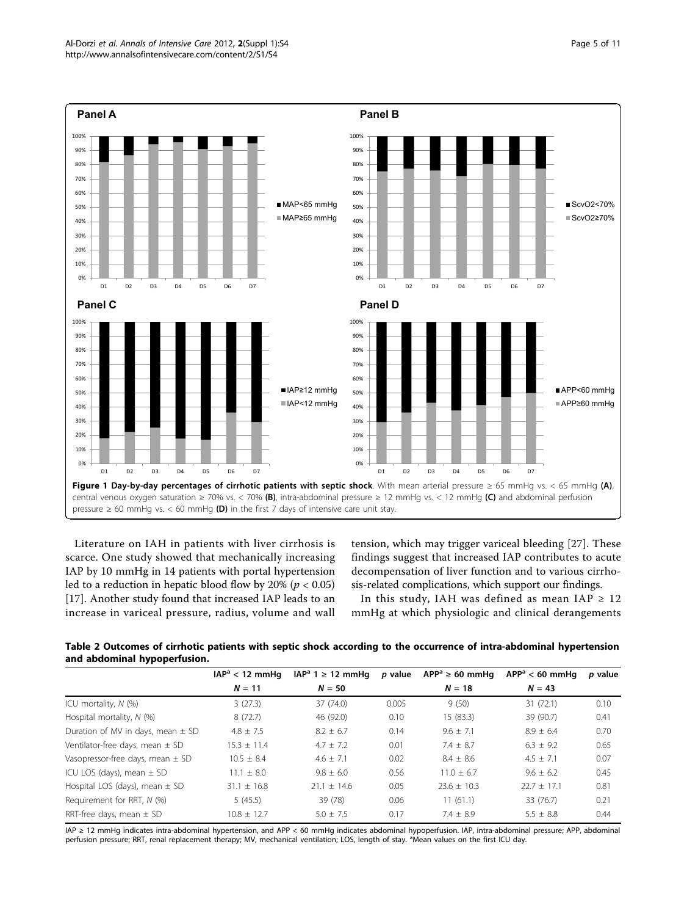**Figure 1 Day-by-day percentages of cirrhotic patients with septic shock**. With mean arterial pressure ≥ 65 mmHg vs. < 65 mmHg **(A)**, central venous oxygen saturation ≥ 70% vs. < 70% **(B)**, intra-abdominal pressure ≥ 12 mmHg vs. < 12 mmHg **(C)** and abdominal perfusion pressure ≥ 60 mmHg vs. < 60 mmHg **(D)** in the first 7 days of intensive care unit stay.

Literature on IAH in patients with liver cirrhosis is scarce. One study showed that mechanically increasing IAP by 10 mmHg in 14 patients with portal hypertension led to a reduction in hepatic blood flow by 20% ($p < 0.05$) [17]. Another study found that increased IAP leads to an increase in variceal pressure, radius, volume and wall tension, which may trigger variceal bleeding [27]. These findings suggest that increased IAP contributes to acute decompensation of liver function and to various cirrhosis-related complications, which support our findings.

In this study, IAH was defined as mean IAP ≥ 12 mmHg at which physiologic and clinical derangements

**Table 2 Outcomes of cirrhotic patients with septic shock according to the occurrence of intra-abdominal hypertension and abdominal hypoperfusion.**

| | IAP[a] < 12 mmHg $N = 11$ | IAP[a] 1 ≥ 12 mmHg $N = 50$ | *p* value | APP[a] ≥ 60 mmHg $N = 18$ | APP[a] < 60 mmHg $N = 43$ | *p* value |
|---|---|---|---|---|---|---|
| ICU mortality, *N* (%) | 3 (27.3) | 37 (74.0) | 0.005 | 9 (50) | 31 (72.1) | 0.10 |
| Hospital mortality, *N* (%) | 8 (72.7) | 46 (92.0) | 0.10 | 15 (83.3) | 39 (90.7) | 0.41 |
| Duration of MV in days, mean ± SD | 4.8 ± 7.5 | 8.2 ± 6.7 | 0.14 | 9.6 ± 7.1 | 8.9 ± 6.4 | 0.70 |
| Ventilator-free days, mean ± SD | 15.3 ± 11.4 | 4.7 ± 7.2 | 0.01 | 7.4 ± 8.7 | 6.3 ± 9.2 | 0.65 |
| Vasopressor-free days, mean ± SD | 10.5 ± 8.4 | 4.6 ± 7.1 | 0.02 | 8.4 ± 8.6 | 4.5 ± 7.1 | 0.07 |
| ICU LOS (days), mean ± SD | 11.1 ± 8.0 | 9.8 ± 6.0 | 0.56 | 11.0 ± 6.7 | 9.6 ± 6.2 | 0.45 |
| Hospital LOS (days), mean ± SD | 31.1 ± 16.8 | 21.1 ± 14.6 | 0.05 | 23.6 ± 10.3 | 22.7 ± 17.1 | 0.81 |
| Requirement for RRT, *N* (%) | 5 (45.5) | 39 (78) | 0.06 | 11 (61.1) | 33 (76.7) | 0.21 |
| RRT-free days, mean ± SD | 10.8 ± 12.7 | 5.0 ± 7.5 | 0.17 | 7.4 ± 8.9 | 5.5 ± 8.8 | 0.44 |

IAP ≥ 12 mmHg indicates intra-abdominal hypertension, and APP < 60 mmHg indicates abdominal hypoperfusion. IAP, intra-abdominal pressure; APP, abdominal perfusion pressure; RRT, renal replacement therapy; MV, mechanical ventilation; LOS, length of stay. [a]Mean values on the first ICU day.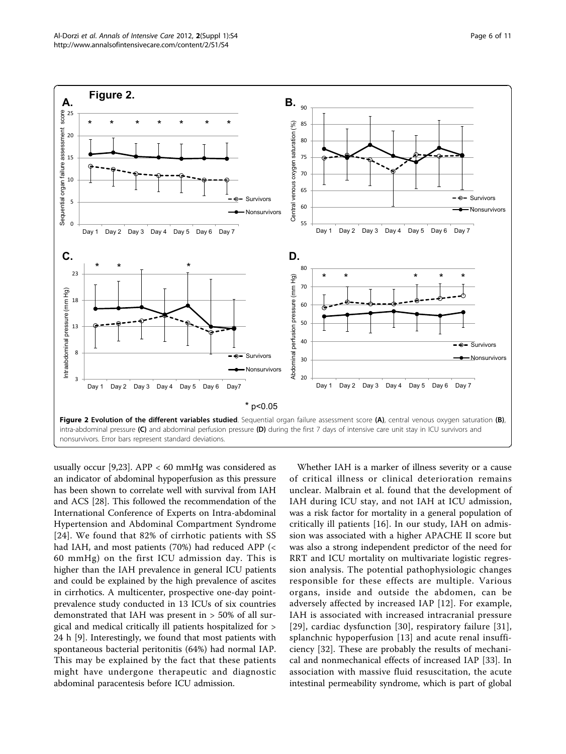Figure 2 Evolution of the different variables studied. Sequential organ failure assessment score (A), central venous oxygen saturation (B), intra-abdominal pressure (C) and abdominal perfusion pressure (D) during the first 7 days of intensive care unit stay in ICU survivors and nonsurvivors. Error bars represent standard deviations.

usually occur [9,23]. APP < 60 mmHg was considered as an indicator of abdominal hypoperfusion as this pressure has been shown to correlate well with survival from IAH and ACS [28]. This followed the recommendation of the International Conference of Experts on Intra-abdominal Hypertension and Abdominal Compartment Syndrome [24]. We found that 82% of cirrhotic patients with SS had IAH, and most patients (70%) had reduced APP (< 60 mmHg) on the first ICU admission day. This is higher than the IAH prevalence in general ICU patients and could be explained by the high prevalence of ascites in cirrhotics. A multicenter, prospective one-day point-prevalence study conducted in 13 ICUs of six countries demonstrated that IAH was present in > 50% of all surgical and medical critically ill patients hospitalized for > 24 h [9]. Interestingly, we found that most patients with spontaneous bacterial peritonitis (64%) had normal IAP. This may be explained by the fact that these patients might have undergone therapeutic and diagnostic abdominal paracentesis before ICU admission.

Whether IAH is a marker of illness severity or a cause of critical illness or clinical deterioration remains unclear. Malbrain et al. found that the development of IAH during ICU stay, and not IAH at ICU admission, was a risk factor for mortality in a general population of critically ill patients [16]. In our study, IAH on admission was associated with a higher APACHE II score but was also a strong independent predictor of the need for RRT and ICU mortality on multivariate logistic regression analysis. The potential pathophysiologic changes responsible for these effects are multiple. Various organs, inside and outside the abdomen, can be adversely affected by increased IAP [12]. For example, IAH is associated with increased intracranial pressure [29], cardiac dysfunction [30], respiratory failure [31], splanchnic hypoperfusion [13] and acute renal insufficiency [32]. These are probably the results of mechanical and nonmechanical effects of increased IAP [33]. In association with massive fluid resuscitation, the acute intestinal permeability syndrome, which is part of global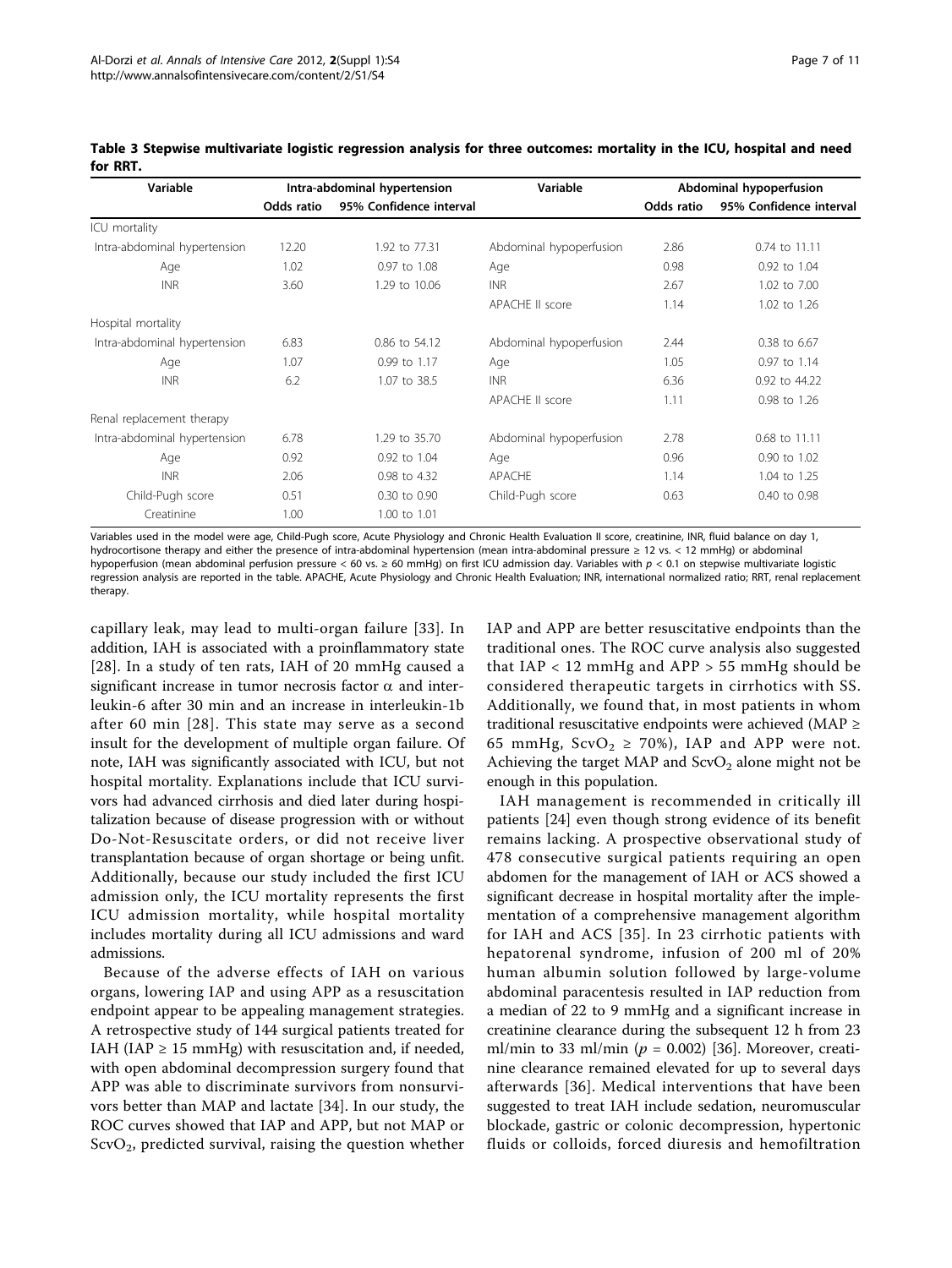**Table 3 Stepwise multivariate logistic regression analysis for three outcomes: mortality in the ICU, hospital and need for RRT.**

| Variable | Intra-abdominal hypertension | | Variable | Abdominal hypoperfusion | |
|---|---|---|---|---|---|
| | Odds ratio | 95% Confidence interval | | Odds ratio | 95% Confidence interval |
| ICU mortality | | | | | |
| Intra-abdominal hypertension | 12.20 | 1.92 to 77.31 | Abdominal hypoperfusion | 2.86 | 0.74 to 11.11 |
| Age | 1.02 | 0.97 to 1.08 | Age | 0.98 | 0.92 to 1.04 |
| INR | 3.60 | 1.29 to 10.06 | INR | 2.67 | 1.02 to 7.00 |
| | | | APACHE II score | 1.14 | 1.02 to 1.26 |
| Hospital mortality | | | | | |
| Intra-abdominal hypertension | 6.83 | 0.86 to 54.12 | Abdominal hypoperfusion | 2.44 | 0.38 to 6.67 |
| Age | 1.07 | 0.99 to 1.17 | Age | 1.05 | 0.97 to 1.14 |
| INR | 6.2 | 1.07 to 38.5 | INR | 6.36 | 0.92 to 44.22 |
| | | | APACHE II score | 1.11 | 0.98 to 1.26 |
| Renal replacement therapy | | | | | |
| Intra-abdominal hypertension | 6.78 | 1.29 to 35.70 | Abdominal hypoperfusion | 2.78 | 0.68 to 11.11 |
| Age | 0.92 | 0.92 to 1.04 | Age | 0.96 | 0.90 to 1.02 |
| INR | 2.06 | 0.98 to 4.32 | APACHE | 1.14 | 1.04 to 1.25 |
| Child-Pugh score | 0.51 | 0.30 to 0.90 | Child-Pugh score | 0.63 | 0.40 to 0.98 |
| Creatinine | 1.00 | 1.00 to 1.01 | | | |

Variables used in the model were age, Child-Pugh score, Acute Physiology and Chronic Health Evaluation II score, creatinine, INR, fluid balance on day 1, hydrocortisone therapy and either the presence of intra-abdominal hypertension (mean intra-abdominal pressure ≥ 12 vs. < 12 mmHg) or abdominal hypoperfusion (mean abdominal perfusion pressure < 60 vs. ≥ 60 mmHg) on first ICU admission day. Variables with $p < 0.1$ on stepwise multivariate logistic regression analysis are reported in the table. APACHE, Acute Physiology and Chronic Health Evaluation; INR, international normalized ratio; RRT, renal replacement therapy.

capillary leak, may lead to multi-organ failure [33]. In addition, IAH is associated with a proinflammatory state [28]. In a study of ten rats, IAH of 20 mmHg caused a significant increase in tumor necrosis factor α and interleukin-6 after 30 min and an increase in interleukin-1b after 60 min [28]. This state may serve as a second insult for the development of multiple organ failure. Of note, IAH was significantly associated with ICU, but not hospital mortality. Explanations include that ICU survivors had advanced cirrhosis and died later during hospitalization because of disease progression with or without Do-Not-Resuscitate orders, or did not receive liver transplantation because of organ shortage or being unfit. Additionally, because our study included the first ICU admission only, the ICU mortality represents the first ICU admission mortality, while hospital mortality includes mortality during all ICU admissions and ward admissions.

Because of the adverse effects of IAH on various organs, lowering IAP and using APP as a resuscitation endpoint appear to be appealing management strategies. A retrospective study of 144 surgical patients treated for IAH (IAP ≥ 15 mmHg) with resuscitation and, if needed, with open abdominal decompression surgery found that APP was able to discriminate survivors from nonsurvivors better than MAP and lactate [34]. In our study, the ROC curves showed that IAP and APP, but not MAP or $ScvO_2$, predicted survival, raising the question whether IAP and APP are better resuscitative endpoints than the traditional ones. The ROC curve analysis also suggested that IAP < 12 mmHg and APP > 55 mmHg should be considered therapeutic targets in cirrhotics with SS. Additionally, we found that, in most patients in whom traditional resuscitative endpoints were achieved (MAP ≥ 65 mmHg, $ScvO_2$ ≥ 70%), IAP and APP were not. Achieving the target MAP and $ScvO_2$ alone might not be enough in this population.

IAH management is recommended in critically ill patients [24] even though strong evidence of its benefit remains lacking. A prospective observational study of 478 consecutive surgical patients requiring an open abdomen for the management of IAH or ACS showed a significant decrease in hospital mortality after the implementation of a comprehensive management algorithm for IAH and ACS [35]. In 23 cirrhotic patients with hepatorenal syndrome, infusion of 200 ml of 20% human albumin solution followed by large-volume abdominal paracentesis resulted in IAP reduction from a median of 22 to 9 mmHg and a significant increase in creatinine clearance during the subsequent 12 h from 23 ml/min to 33 ml/min ($p = 0.002$) [36]. Moreover, creatinine clearance remained elevated for up to several days afterwards [36]. Medical interventions that have been suggested to treat IAH include sedation, neuromuscular blockade, gastric or colonic decompression, hypertonic fluids or colloids, forced diuresis and hemofiltration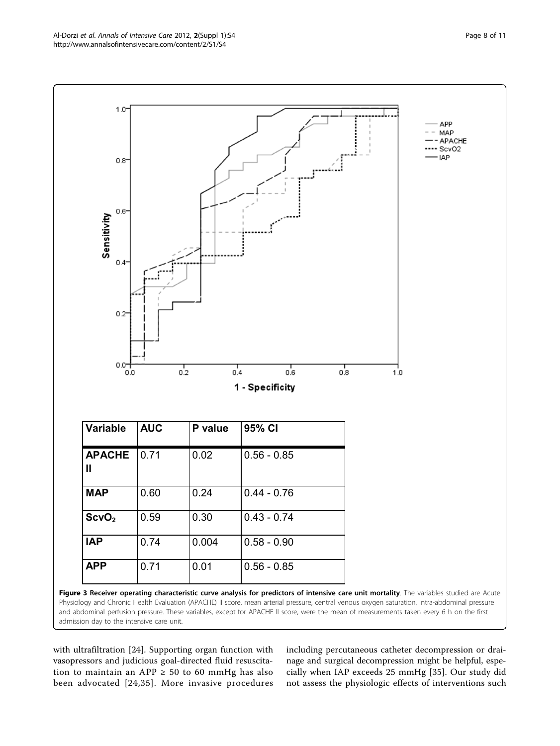| Variable | AUC | P value | 95% CI |
|---|---|---|---|
| APACHE II | 0.71 | 0.02 | 0.56 - 0.85 |
| MAP | 0.60 | 0.24 | 0.44 - 0.76 |
| $ScvO_2$ | 0.59 | 0.30 | 0.43 - 0.74 |
| IAP | 0.74 | 0.004 | 0.58 - 0.90 |
| APP | 0.71 | 0.01 | 0.56 - 0.85 |

**Figure 3 Receiver operating characteristic curve analysis for predictors of intensive care unit mortality**. The variables studied are Acute Physiology and Chronic Health Evaluation (APACHE) II score, mean arterial pressure, central venous oxygen saturation, intra-abdominal pressure and abdominal perfusion pressure. These variables, except for APACHE II score, were the mean of measurements taken every 6 h on the first admission day to the intensive care unit.

with ultrafiltration [24]. Supporting organ function with vasopressors and judicious goal-directed fluid resuscitation to maintain an APP ≥ 50 to 60 mmHg has also been advocated [24,35]. More invasive procedures including percutaneous catheter decompression or drainage and surgical decompression might be helpful, especially when IAP exceeds 25 mmHg [35]. Our study did not assess the physiologic effects of interventions such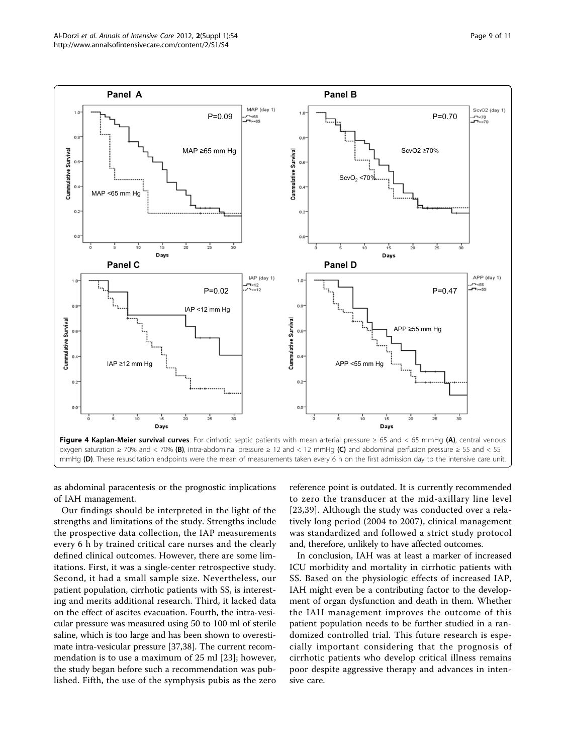**Figure 4 Kaplan-Meier survival curves**. For cirrhotic septic patients with mean arterial pressure ≥ 65 and < 65 mmHg **(A)**, central venous oxygen saturation ≥ 70% and < 70% **(B)**, intra-abdominal pressure ≥ 12 and < 12 mmHg **(C)** and abdominal perfusion pressure ≥ 55 and < 55 mmHg **(D)**. These resuscitation endpoints were the mean of measurements taken every 6 h on the first admission day to the intensive care unit.

as abdominal paracentesis or the prognostic implications of IAH management.

Our findings should be interpreted in the light of the strengths and limitations of the study. Strengths include the prospective data collection, the IAP measurements every 6 h by trained critical care nurses and the clearly defined clinical outcomes. However, there are some limitations. First, it was a single-center retrospective study. Second, it had a small sample size. Nevertheless, our patient population, cirrhotic patients with SS, is interesting and merits additional research. Third, it lacked data on the effect of ascites evacuation. Fourth, the intra-vesicular pressure was measured using 50 to 100 ml of sterile saline, which is too large and has been shown to overestimate intra-vesicular pressure [37,38]. The current recommendation is to use a maximum of 25 ml [23]; however, the study began before such a recommendation was published. Fifth, the use of the symphysis pubis as the zero reference point is outdated. It is currently recommended to zero the transducer at the mid-axillary line level [23,39]. Although the study was conducted over a relatively long period (2004 to 2007), clinical management was standardized and followed a strict study protocol and, therefore, unlikely to have affected outcomes.

In conclusion, IAH was at least a marker of increased ICU morbidity and mortality in cirrhotic patients with SS. Based on the physiologic effects of increased IAP, IAH might even be a contributing factor to the development of organ dysfunction and death in them. Whether the IAH management improves the outcome of this patient population needs to be further studied in a randomized controlled trial. This future research is especially important considering that the prognosis of cirrhotic patients who develop critical illness remains poor despite aggressive therapy and advances in intensive care.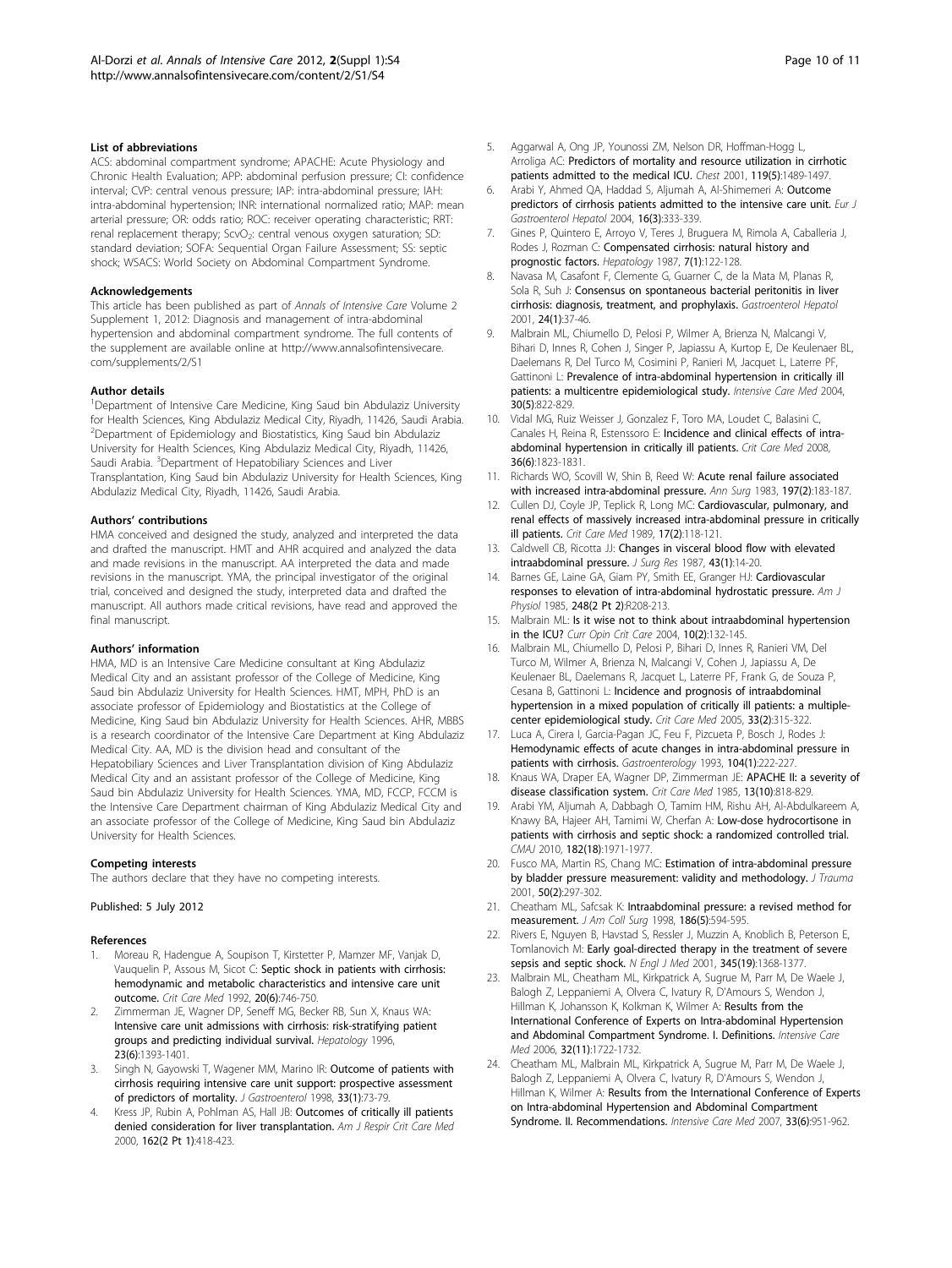### List of abbreviations

ACS: abdominal compartment syndrome; APACHE: Acute Physiology and Chronic Health Evaluation; APP: abdominal perfusion pressure; CI: confidence interval; CVP: central venous pressure; IAP: intra-abdominal pressure; IAH: intra-abdominal hypertension; INR: international normalized ratio; MAP: mean arterial pressure; OR: odds ratio; ROC: receiver operating characteristic; RRT: renal replacement therapy; $ScvO_2$: central venous oxygen saturation; SD: standard deviation; SOFA: Sequential Organ Failure Assessment; SS: septic shock; WSACS: World Society on Abdominal Compartment Syndrome.

### Acknowledgements

This article has been published as part of *Annals of Intensive Care* Volume 2 Supplement 1, 2012: Diagnosis and management of intra-abdominal hypertension and abdominal compartment syndrome. The full contents of the supplement are available online at http://www.annalsofintensivecare.com/supplements/2/S1

### Author details

[1]Department of Intensive Care Medicine, King Saud bin Abdulaziz University for Health Sciences, King Abdulaziz Medical City, Riyadh, 11426, Saudi Arabia. [2]Department of Epidemiology and Biostatistics, King Saud bin Abdulaziz University for Health Sciences, King Abdulaziz Medical City, Riyadh, 11426, Saudi Arabia. [3]Department of Hepatobiliary Sciences and Liver Transplantation, King Saud bin Abdulaziz University for Health Sciences, King Abdulaziz Medical City, Riyadh, 11426, Saudi Arabia.

### Authors' contributions

HMA conceived and designed the study, analyzed and interpreted the data and drafted the manuscript. HMT and AHR acquired and analyzed the data and made revisions in the manuscript. AA interpreted the data and made revisions in the manuscript. YMA, the principal investigator of the original trial, conceived and designed the study, interpreted data and drafted the manuscript. All authors made critical revisions, have read and approved the final manuscript.

### Authors' information

HMA, MD is an Intensive Care Medicine consultant at King Abdulaziz Medical City and an assistant professor of the College of Medicine, King Saud bin Abdulaziz University for Health Sciences. HMT, MPH, PhD is an associate professor of Epidemiology and Biostatistics at the College of Medicine, King Saud bin Abdulaziz University for Health Sciences. AHR, MBBS is a research coordinator of the Intensive Care Department at King Abdulaziz Medical City. AA, MD is the division head and consultant of the Hepatobiliary Sciences and Liver Transplantation division of King Abdulaziz Medical City and an assistant professor of the College of Medicine, King Saud bin Abdulaziz University for Health Sciences. YMA, MD, FCCP, FCCM is the Intensive Care Department chairman of King Abdulaziz Medical City and an associate professor of the College of Medicine, King Saud bin Abdulaziz University for Health Sciences.

### Competing interests

The authors declare that they have no competing interests.

Published: 5 July 2012

### References

1. Moreau R, Hadengue A, Soupison T, Kirstetter P, Mamzer MF, Vanjak D, Vauquelin P, Assous M, Sicot C: **Septic shock in patients with cirrhosis: hemodynamic and metabolic characteristics and intensive care unit outcome.** *Crit Care Med* 1992, **20(6)**:746-750.
2. Zimmerman JE, Wagner DP, Seneff MG, Becker RB, Sun X, Knaus WA: **Intensive care unit admissions with cirrhosis: risk-stratifying patient groups and predicting individual survival.** *Hepatology* 1996, **23(6)**:1393-1401.
3. Singh N, Gayowski T, Wagener MM, Marino IR: **Outcome of patients with cirrhosis requiring intensive care unit support: prospective assessment of predictors of mortality.** *J Gastroenterol* 1998, **33(1)**:73-79.
4. Kress JP, Rubin A, Pohlman AS, Hall JB: **Outcomes of critically ill patients denied consideration for liver transplantation.** *Am J Respir Crit Care Med* 2000, **162(2 Pt 1)**:418-423.
5. Aggarwal A, Ong JP, Younossi ZM, Nelson DR, Hoffman-Hogg L, Arroliga AC: **Predictors of mortality and resource utilization in cirrhotic patients admitted to the medical ICU.** *Chest* 2001, **119(5)**:1489-1497.
6. Arabi Y, Ahmed QA, Haddad S, Aljumah A, Al-Shimemeri A: **Outcome predictors of cirrhosis patients admitted to the intensive care unit.** *Eur J Gastroenterol Hepatol* 2004, **16(3)**:333-339.
7. Gines P, Quintero E, Arroyo V, Teres J, Bruguera M, Rimola A, Caballeria J, Rodes J, Rozman C: **Compensated cirrhosis: natural history and prognostic factors.** *Hepatology* 1987, **7(1)**:122-128.
8. Navasa M, Casafont F, Clemente G, Guarner C, de la Mata M, Planas R, Sola R, Suh J: **Consensus on spontaneous bacterial peritonitis in liver cirrhosis: diagnosis, treatment, and prophylaxis.** *Gastroenterol Hepatol* 2001, **24(1)**:37-46.
9. Malbrain ML, Chiumello D, Pelosi P, Wilmer A, Brienza N, Malcangi V, Bihari D, Innes R, Cohen J, Singer P, Japiassu A, Kurtop E, De Keulenaer BL, Daelemans R, Del Turco M, Cosimini P, Ranieri M, Jacquet L, Laterre PF, Gattinoni L: **Prevalence of intra-abdominal hypertension in critically ill patients: a multicentre epidemiological study.** *Intensive Care Med* 2004, **30(5)**:822-829.
10. Vidal MG, Ruiz Weisser J, Gonzalez F, Toro MA, Loudet C, Balasini C, Canales H, Reina R, Estenssoro E: **Incidence and clinical effects of intra-abdominal hypertension in critically ill patients.** *Crit Care Med* 2008, **36(6)**:1823-1831.
11. Richards WO, Scovill W, Shin B, Reed W: **Acute renal failure associated with increased intra-abdominal pressure.** *Ann Surg* 1983, **197(2)**:183-187.
12. Cullen DJ, Coyle JP, Teplick R, Long MC: **Cardiovascular, pulmonary, and renal effects of massively increased intra-abdominal pressure in critically ill patients.** *Crit Care Med* 1989, **17(2)**:118-121.
13. Caldwell CB, Ricotta JJ: **Changes in visceral blood flow with elevated intraabdominal pressure.** *J Surg Res* 1987, **43(1)**:14-20.
14. Barnes GE, Laine GA, Giam PY, Smith EE, Granger HJ: **Cardiovascular responses to elevation of intra-abdominal hydrostatic pressure.** *Am J Physiol* 1985, **248(2 Pt 2)**:R208-213.
15. Malbrain ML: **Is it wise not to think about intraabdominal hypertension in the ICU?** *Curr Opin Crit Care* 2004, **10(2)**:132-145.
16. Malbrain ML, Chiumello D, Pelosi P, Bihari D, Innes R, Ranieri VM, Del Turco M, Wilmer A, Brienza N, Malcangi V, Cohen J, Japiassu A, De Keulenaer BL, Daelemans R, Jacquet L, Laterre PF, Frank G, de Souza P, Cesana B, Gattinoni L: **Incidence and prognosis of intraabdominal hypertension in a mixed population of critically ill patients: a multiple-center epidemiological study.** *Crit Care Med* 2005, **33(2)**:315-322.
17. Luca A, Cirera I, Garcia-Pagan JC, Feu F, Pizcueta P, Bosch J, Rodes J: **Hemodynamic effects of acute changes in intra-abdominal pressure in patients with cirrhosis.** *Gastroenterology* 1993, **104(1)**:222-227.
18. Knaus WA, Draper EA, Wagner DP, Zimmerman JE: **APACHE II: a severity of disease classification system.** *Crit Care Med* 1985, **13(10)**:818-829.
19. Arabi YM, Aljumah A, Dabbagh O, Tamim HM, Rishu AH, Al-Abdulkareem A, Knawy BA, Hajeer AH, Tamimi W, Cherfan A: **Low-dose hydrocortisone in patients with cirrhosis and septic shock: a randomized controlled trial.** *CMAJ* 2010, **182(18)**:1971-1977.
20. Fusco MA, Martin RS, Chang MC: **Estimation of intra-abdominal pressure by bladder pressure measurement: validity and methodology.** *J Trauma* 2001, **50(2)**:297-302.
21. Cheatham ML, Safcsak K: **Intraabdominal pressure: a revised method for measurement.** *J Am Coll Surg* 1998, **186(5)**:594-595.
22. Rivers E, Nguyen B, Havstad S, Ressler J, Muzzin A, Knoblich B, Peterson E, Tomlanovich M: **Early goal-directed therapy in the treatment of severe sepsis and septic shock.** *N Engl J Med* 2001, **345(19)**:1368-1377.
23. Malbrain ML, Cheatham ML, Kirkpatrick A, Sugrue M, Parr M, De Waele J, Balogh Z, Leppaniemi A, Olvera C, Ivatury R, D'Amours S, Wendon J, Hillman K, Johansson K, Kolkman K, Wilmer A: **Results from the International Conference of Experts on Intra-abdominal Hypertension and Abdominal Compartment Syndrome. I. Definitions.** *Intensive Care Med* 2006, **32(11)**:1722-1732.
24. Cheatham ML, Malbrain ML, Kirkpatrick A, Sugrue M, Parr M, De Waele J, Balogh Z, Leppaniemi A, Olvera C, Ivatury R, D'Amours S, Wendon J, Hillman K, Wilmer A: **Results from the International Conference of Experts on Intra-abdominal Hypertension and Abdominal Compartment Syndrome. II. Recommendations.** *Intensive Care Med* 2007, **33(6)**:951-962.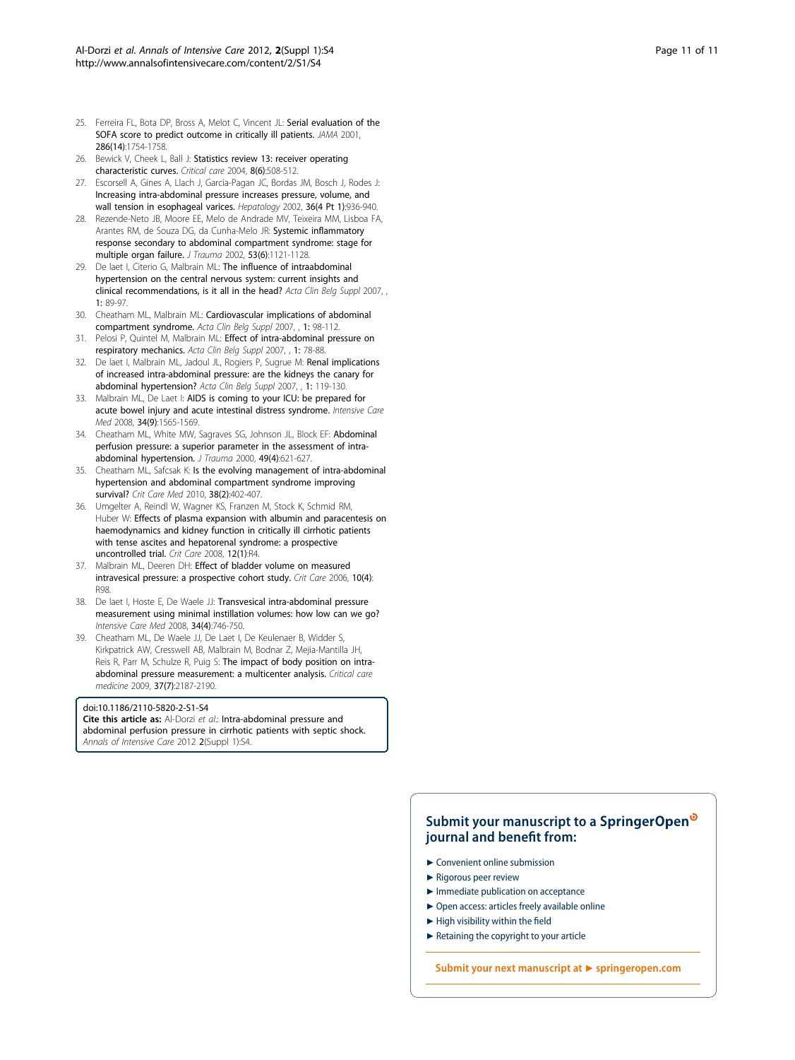25. Ferreira FL, Bota DP, Bross A, Melot C, Vincent JL: **Serial evaluation of the SOFA score to predict outcome in critically ill patients.** *JAMA* 2001, **286(14)**:1754-1758.
26. Bewick V, Cheek L, Ball J: **Statistics review 13: receiver operating characteristic curves.** *Critical care* 2004, **8(6)**:508-512.
27. Escorsell A, Gines A, Llach J, Garcia-Pagan JC, Bordas JM, Bosch J, Rodes J: **Increasing intra-abdominal pressure increases pressure, volume, and wall tension in esophageal varices.** *Hepatology* 2002, **36(4 Pt 1)**:936-940.
28. Rezende-Neto JB, Moore EE, Melo de Andrade MV, Teixeira MM, Lisboa FA, Arantes RM, de Souza DG, da Cunha-Melo JR: **Systemic inflammatory response secondary to abdominal compartment syndrome: stage for multiple organ failure.** *J Trauma* 2002, **53(6)**:1121-1128.
29. De laet I, Citerio G, Malbrain ML: **The influence of intraabdominal hypertension on the central nervous system: current insights and clinical recommendations, is it all in the head?** *Acta Clin Belg Suppl* 2007, , **1**: 89-97.
30. Cheatham ML, Malbrain ML: **Cardiovascular implications of abdominal compartment syndrome.** *Acta Clin Belg Suppl* 2007, , **1**: 98-112.
31. Pelosi P, Quintel M, Malbrain ML: **Effect of intra-abdominal pressure on respiratory mechanics.** *Acta Clin Belg Suppl* 2007, , **1**: 78-88.
32. De laet I, Malbrain ML, Jadoul JL, Rogiers P, Sugrue M: **Renal implications of increased intra-abdominal pressure: are the kidneys the canary for abdominal hypertension?** *Acta Clin Belg Suppl* 2007, , **1**: 119-130.
33. Malbrain ML, De Laet I: **AIDS is coming to your ICU: be prepared for acute bowel injury and acute intestinal distress syndrome.** *Intensive Care Med* 2008, **34(9)**:1565-1569.
34. Cheatham ML, White MW, Sagraves SG, Johnson JL, Block EF: **Abdominal perfusion pressure: a superior parameter in the assessment of intra-abdominal hypertension.** *J Trauma* 2000, **49(4)**:621-627.
35. Cheatham ML, Safcsak K: **Is the evolving management of intra-abdominal hypertension and abdominal compartment syndrome improving survival?** *Crit Care Med* 2010, **38(2)**:402-407.
36. Umgelter A, Reindl W, Wagner KS, Franzen M, Stock K, Schmid RM, Huber W: **Effects of plasma expansion with albumin and paracentesis on haemodynamics and kidney function in critically ill cirrhotic patients with tense ascites and hepatorenal syndrome: a prospective uncontrolled trial.** *Crit Care* 2008, **12(1)**:R4.
37. Malbrain ML, Deeren DH: **Effect of bladder volume on measured intravesical pressure: a prospective cohort study.** *Crit Care* 2006, **10(4)**: R98.
38. De laet I, Hoste E, De Waele JJ: **Transvesical intra-abdominal pressure measurement using minimal instillation volumes: how low can we go?** *Intensive Care Med* 2008, **34(4)**:746-750.
39. Cheatham ML, De Waele JJ, De Laet I, De Keulenaer B, Widder S, Kirkpatrick AW, Cresswell AB, Malbrain M, Bodnar Z, Mejia-Mantilla JH, Reis R, Parr M, Schulze R, Puig S: **The impact of body position on intra-abdominal pressure measurement: a multicenter analysis.** *Critical care medicine* 2009, **37(7)**:2187-2190.

doi:10.1186/2110-5820-2-S1-S4

**Cite this article as:** Al-Dorzi *et al.*: Intra-abdominal pressure and abdominal perfusion pressure in cirrhotic patients with septic shock. *Annals of Intensive Care* 2012 **2**(Suppl 1):S4.

**Submit your manuscript to a SpringerOpen journal and benefit from:**

- ► Convenient online submission
- ► Rigorous peer review
- ► Immediate publication on acceptance
- ► Open access: articles freely available online
- ► High visibility within the field
- ► Retaining the copyright to your article

**Submit your next manuscript at ► springeropen.com**